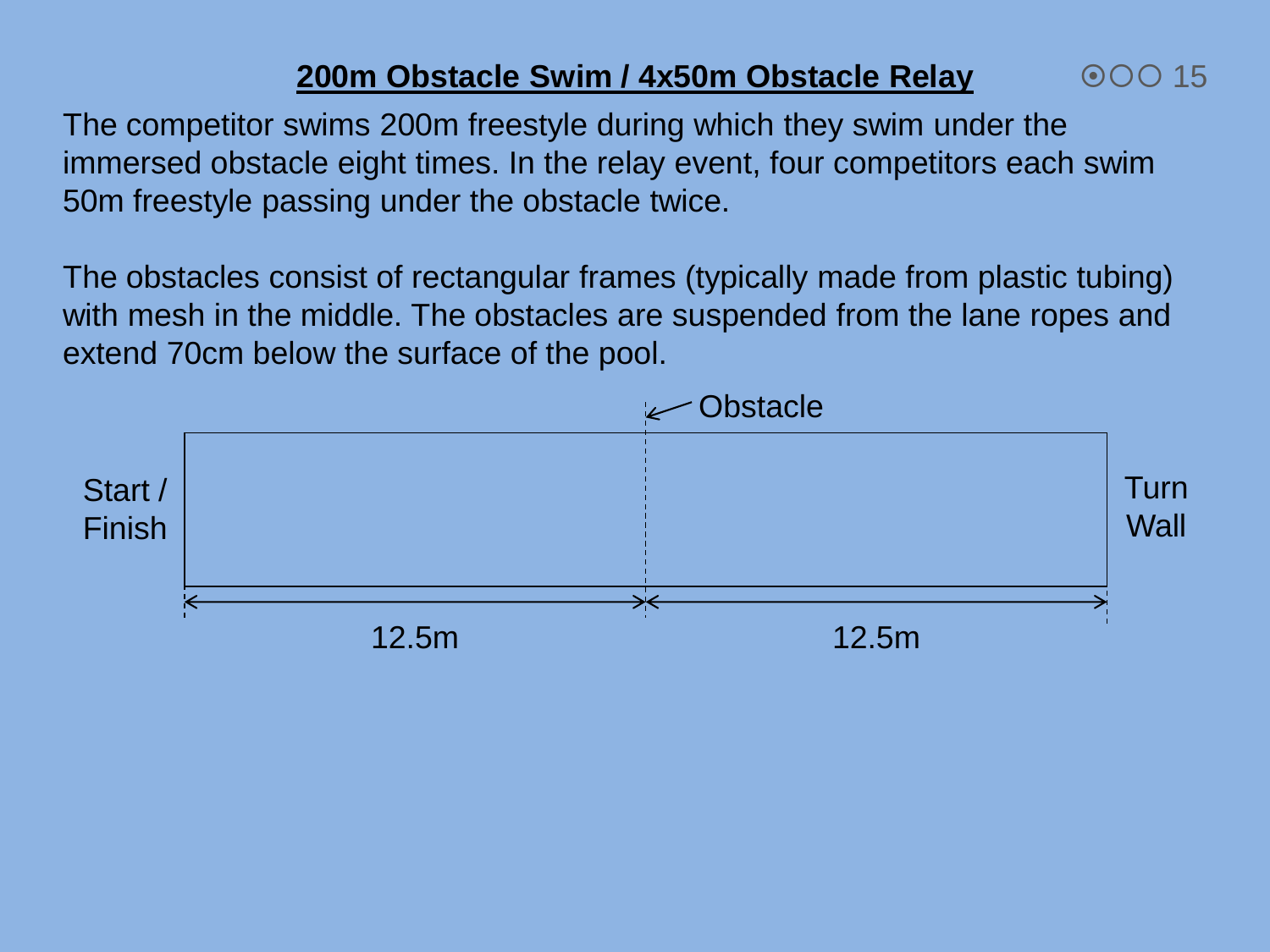# 200m Obstacle Swim / 4x50m Obstacle Relay

The competitor swims 200m freestyle during which they swim under the immersed obstacle eight times. In the relay event, four competitors each swim 50m freestyle passing under the obstacle twice.

The obstacles consist of rectangular frames (typically made from plastic tubing) with mesh in the middle. The obstacles are suspended from the lane ropes and extend 70cm below the surface of the pool.

Obstacle

Start / Finish

Turn Wall

12.5m

12.5m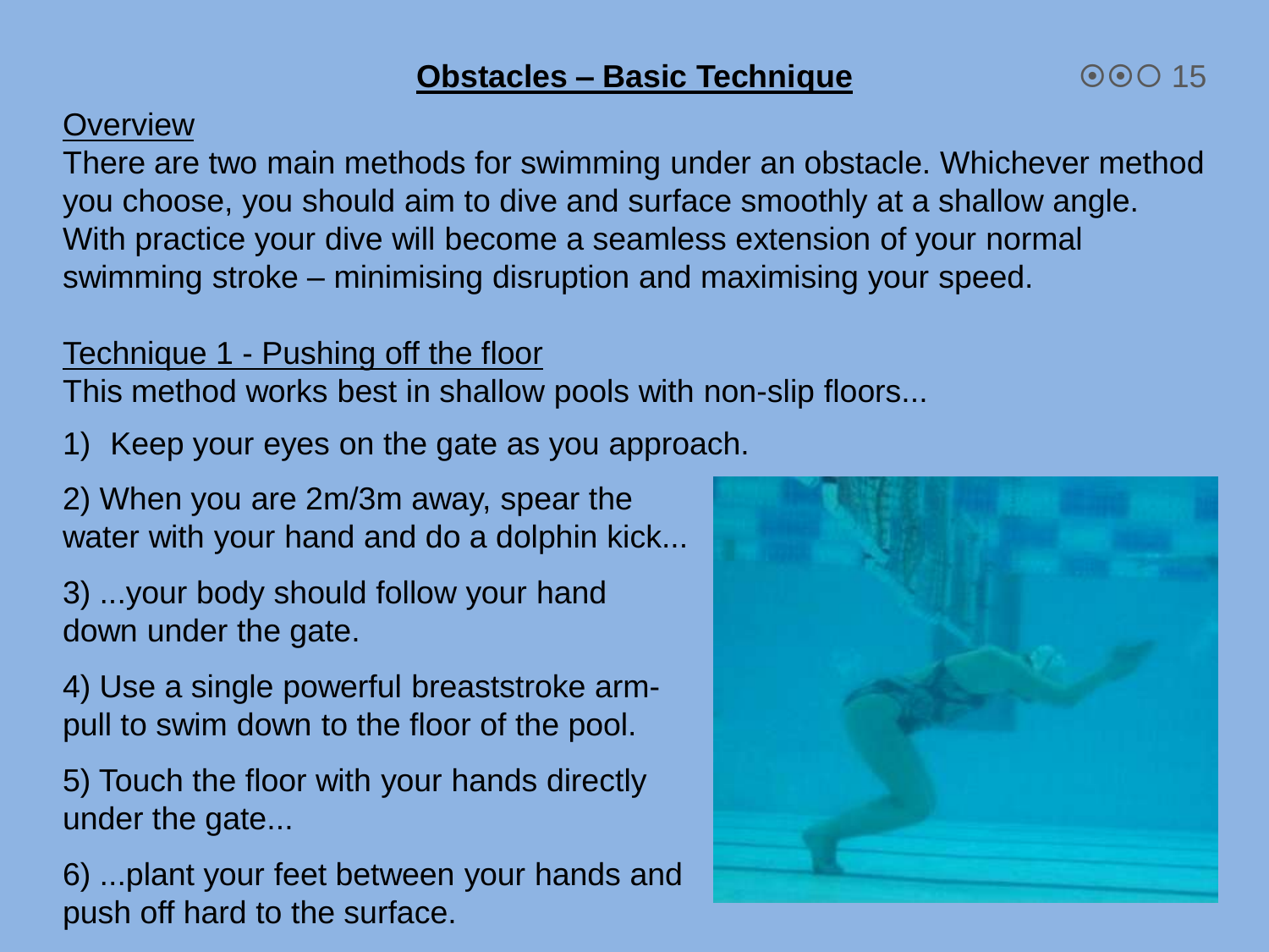# Obstacles – Basic Technique

## Overview

There are two main methods for swimming under an obstacle. Whichever method you choose, you should aim to dive and surface smoothly at a shallow angle. With practice your dive will become a seamless extension of your normal swimming stroke – minimising disruption and maximising your speed.

## Technique 1 - Pushing off the floor

This method works best in shallow pools with non-slip floors...

1) Keep your eyes on the gate as you approach.

2) When you are 2m/3m away, spear the water with your hand and do a dolphin kick...

3) ...your body should follow your hand down under the gate.

4) Use a single powerful breaststroke arm-pull to swim down to the floor of the pool.

5) Touch the floor with your hands directly under the gate...

6) ...plant your feet between your hands and push off hard to the surface.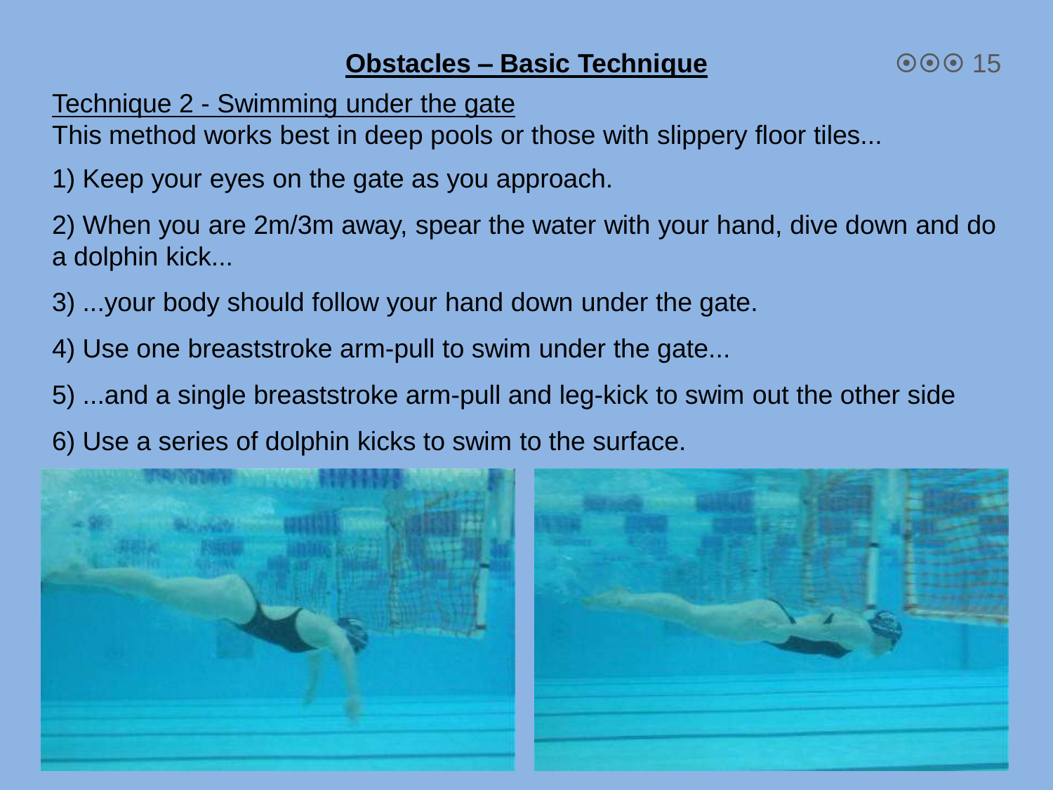# Obstacles – Basic Technique

Technique 2 - Swimming under the gate

This method works best in deep pools or those with slippery floor tiles...

1) Keep your eyes on the gate as you approach.

2) When you are 2m/3m away, spear the water with your hand, dive down and do a dolphin kick...

3) ...your body should follow your hand down under the gate.

4) Use one breaststroke arm-pull to swim under the gate...

5) ...and a single breaststroke arm-pull and leg-kick to swim out the other side

6) Use a series of dolphin kicks to swim to the surface.